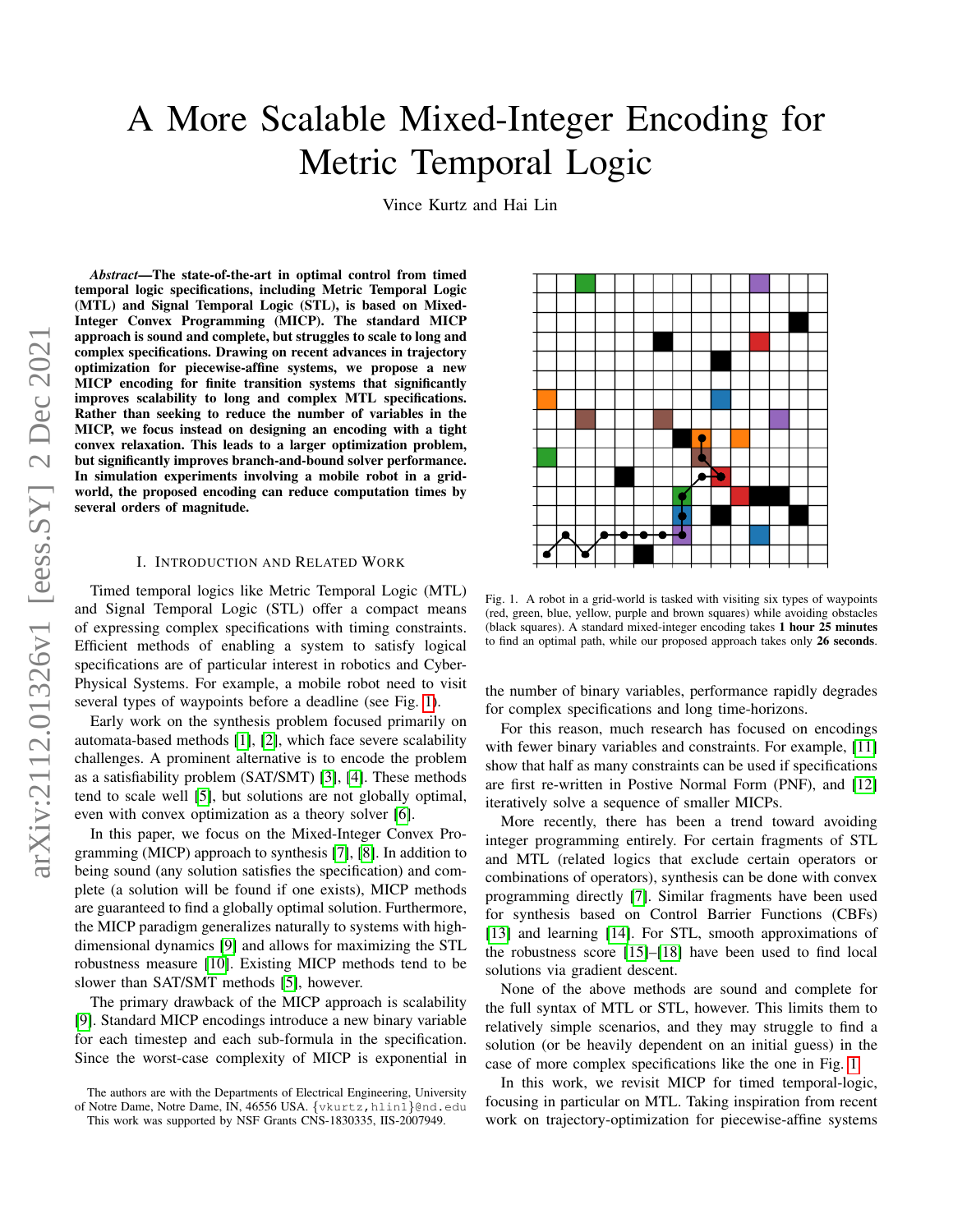# A More Scalable Mixed-Integer Encoding for Metric Temporal Logic

Vince Kurtz and Hai Lin

***Abstract*—The state-of-the-art in optimal control from timed temporal logic specifications, including Metric Temporal Logic (MTL) and Signal Temporal Logic (STL), is based on Mixed-Integer Convex Programming (MICP). The standard MICP approach is sound and complete, but struggles to scale to long and complex specifications. Drawing on recent advances in trajectory optimization for piecewise-affine systems, we propose a new MICP encoding for finite transition systems that significantly improves scalability to long and complex MTL specifications. Rather than seeking to reduce the number of variables in the MICP, we focus instead on designing an encoding with a tight convex relaxation. This leads to a larger optimization problem, but significantly improves branch-and-bound solver performance. In simulation experiments involving a mobile robot in a grid-world, the proposed encoding can reduce computation times by several orders of magnitude.**

## I. Introduction and Related Work

Timed temporal logics like Metric Temporal Logic (MTL) and Signal Temporal Logic (STL) offer a compact means of expressing complex specifications with timing constraints. Efficient methods of enabling a system to satisfy logical specifications are of particular interest in robotics and Cyber-Physical Systems. For example, a mobile robot need to visit several types of waypoints before a deadline (see Fig. 1).

Early work on the synthesis problem focused primarily on automata-based methods [1], [2], which face severe scalability challenges. A prominent alternative is to encode the problem as a satisfiability problem (SAT/SMT) [3], [4]. These methods tend to scale well [5], but solutions are not globally optimal, even with convex optimization as a theory solver [6].

In this paper, we focus on the Mixed-Integer Convex Programming (MICP) approach to synthesis [7], [8]. In addition to being sound (any solution satisfies the specification) and complete (a solution will be found if one exists), MICP methods are guaranteed to find a globally optimal solution. Furthermore, the MICP paradigm generalizes naturally to systems with high-dimensional dynamics [9] and allows for maximizing the STL robustness measure [10]. Existing MICP methods tend to be slower than SAT/SMT methods [5], however.

The primary drawback of the MICP approach is scalability [9]. Standard MICP encodings introduce a new binary variable for each timestep and each sub-formula in the specification. Since the worst-case complexity of MICP is exponential in the number of binary variables, performance rapidly degrades for complex specifications and long time-horizons.

For this reason, much research has focused on encodings with fewer binary variables and constraints. For example, [11] show that half as many constraints can be used if specifications are first re-written in Postive Normal Form (PNF), and [12] iteratively solve a sequence of smaller MICPs.

More recently, there has been a trend toward avoiding integer programming entirely. For certain fragments of STL and MTL (related logics that exclude certain operators or combinations of operators), synthesis can be done with convex programming directly [7]. Similar fragments have been used for synthesis based on Control Barrier Functions (CBFs) [13] and learning [14]. For STL, smooth approximations of the robustness score [15]–[18] have been used to find local solutions via gradient descent.

None of the above methods are sound and complete for the full syntax of MTL or STL, however. This limits them to relatively simple scenarios, and they may struggle to find a solution (or be heavily dependent on an initial guess) in the case of more complex specifications like the one in Fig. 1.

In this work, we revisit MICP for timed temporal-logic, focusing in particular on MTL. Taking inspiration from recent work on trajectory-optimization for piecewise-affine systems

Fig. 1. A robot in a grid-world is tasked with visiting six types of waypoints (red, green, blue, yellow, purple and brown squares) while avoiding obstacles (black squares). A standard mixed-integer encoding takes **1 hour 25 minutes** to find an optimal path, while our proposed approach takes only **26 seconds**.

The authors are with the Departments of Electrical Engineering, University of Notre Dame, Notre Dame, IN, 46556 USA. {vkurtz,hlin1}@nd.edu
This work was supported by NSF Grants CNS-1830335, IIS-2007949.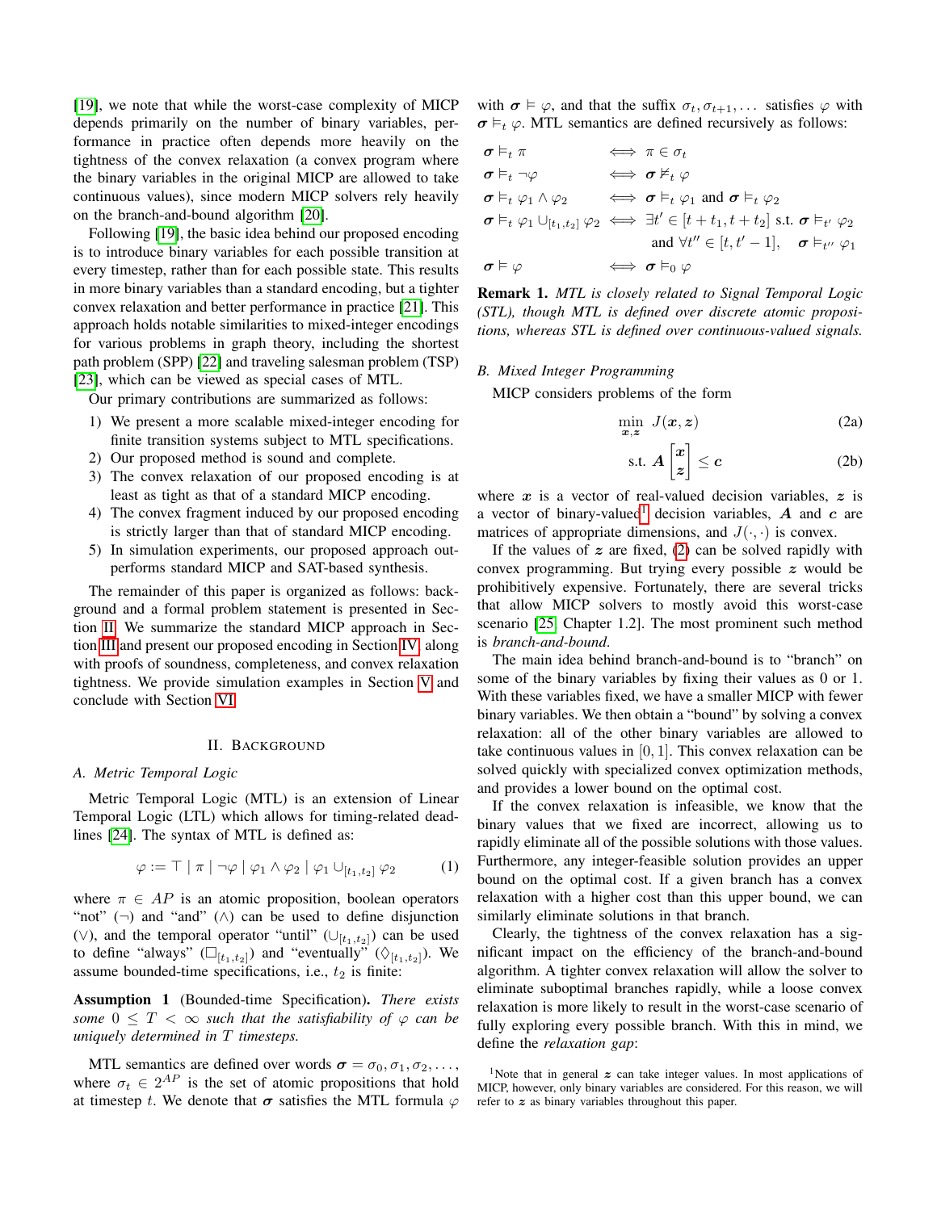[19], we note that while the worst-case complexity of MICP depends primarily on the number of binary variables, performance in practice often depends more heavily on the tightness of the convex relaxation (a convex program where the binary variables in the original MICP are allowed to take continuous values), since modern MICP solvers rely heavily on the branch-and-bound algorithm [20].

Following [19], the basic idea behind our proposed encoding is to introduce binary variables for each possible transition at every timestep, rather than for each possible state. This results in more binary variables than a standard encoding, but a tighter convex relaxation and better performance in practice [21]. This approach holds notable similarities to mixed-integer encodings for various problems in graph theory, including the shortest path problem (SPP) [22] and traveling salesman problem (TSP) [23], which can be viewed as special cases of MTL.

Our primary contributions are summarized as follows:

1) We present a more scalable mixed-integer encoding for finite transition systems subject to MTL specifications.
2) Our proposed method is sound and complete.
3) The convex relaxation of our proposed encoding is at least as tight as that of a standard MICP encoding.
4) The convex fragment induced by our proposed encoding is strictly larger than that of standard MICP encoding.
5) In simulation experiments, our proposed approach outperforms standard MICP and SAT-based synthesis.

The remainder of this paper is organized as follows: background and a formal problem statement is presented in Section II. We summarize the standard MICP approach in Section III and present our proposed encoding in Section IV, along with proofs of soundness, completeness, and convex relaxation tightness. We provide simulation examples in Section V and conclude with Section VI.

## II. Background

### A. Metric Temporal Logic

Metric Temporal Logic (MTL) is an extension of Linear Temporal Logic (LTL) which allows for timing-related deadlines [24]. The syntax of MTL is defined as:

$$\varphi := \top \mid \pi \mid \neg\varphi \mid \varphi_1 \wedge \varphi_2 \mid \varphi_1 \cup_{[t_1,t_2]} \varphi_2 \tag{1}$$

where $\pi \in AP$ is an atomic proposition, boolean operators "not" ($\neg$) and "and" ($\wedge$) can be used to define disjunction ($\vee$), and the temporal operator "until" ($\cup_{[t_1,t_2]}$) can be used to define "always" ($\Box_{[t_1,t_2]}$) and "eventually" ($\Diamond_{[t_1,t_2]}$). We assume bounded-time specifications, i.e., $t_2$ is finite:

**Assumption 1** (Bounded-time Specification). *There exists some $0 \leq T < \infty$ such that the satisfiability of $\varphi$ can be uniquely determined in $T$ timesteps.*

MTL semantics are defined over words $\boldsymbol{\sigma} = \sigma_0, \sigma_1, \sigma_2, \dots$, where $\sigma_t \in 2^{AP}$ is the set of atomic propositions that hold at timestep $t$. We denote that $\boldsymbol{\sigma}$ satisfies the MTL formula $\varphi$ with $\boldsymbol{\sigma} \vDash \varphi$, and that the suffix $\sigma_t, \sigma_{t+1}, \dots$ satisfies $\varphi$ with $\boldsymbol{\sigma} \vDash_t \varphi$. MTL semantics are defined recursively as follows:

$$
\begin{aligned}
\boldsymbol{\sigma} \vDash_t \pi \quad &\iff \pi \in \sigma_t \\
\boldsymbol{\sigma} \vDash_t \neg\varphi \quad &\iff \boldsymbol{\sigma} \nvDash_t \varphi \\
\boldsymbol{\sigma} \vDash_t \varphi_1 \wedge \varphi_2 \quad &\iff \boldsymbol{\sigma} \vDash_t \varphi_1 \text{ and } \boldsymbol{\sigma} \vDash_t \varphi_2 \\
\boldsymbol{\sigma} \vDash_t \varphi_1 \cup_{[t_1,t_2]} \varphi_2 \quad &\iff \exists t' \in [t+t_1, t+t_2] \text{ s.t. } \boldsymbol{\sigma} \vDash_{t'} \varphi_2 \\
&\qquad \text{and } \forall t'' \in [t, t'-1], \quad \boldsymbol{\sigma} \vDash_{t''} \varphi_1 \\
\boldsymbol{\sigma} \vDash \varphi \quad &\iff \boldsymbol{\sigma} \vDash_0 \varphi
\end{aligned}
$$

**Remark 1.** *MTL is closely related to Signal Temporal Logic (STL), though MTL is defined over discrete atomic propositions, whereas STL is defined over continuous-valued signals.*

### B. Mixed Integer Programming

MICP considers problems of the form

$$\min_{\boldsymbol{x},\boldsymbol{z}} \ J(\boldsymbol{x}, \boldsymbol{z}) \tag{2a}$$

$$\text{s.t. } \boldsymbol{A} \begin{bmatrix} \boldsymbol{x} \\ \boldsymbol{z} \end{bmatrix} \leq \boldsymbol{c} \tag{2b}$$

where $\boldsymbol{x}$ is a vector of real-valued decision variables, $\boldsymbol{z}$ is a vector of binary-valued[1] decision variables, $\boldsymbol{A}$ and $\boldsymbol{c}$ are matrices of appropriate dimensions, and $J(\cdot,\cdot)$ is convex.

If the values of $\boldsymbol{z}$ are fixed, (2) can be solved rapidly with convex programming. But trying every possible $\boldsymbol{z}$ would be prohibitively expensive. Fortunately, there are several tricks that allow MICP solvers to mostly avoid this worst-case scenario [25, Chapter 1.2]. The most prominent such method is *branch-and-bound*.

The main idea behind branch-and-bound is to "branch" on some of the binary variables by fixing their values as 0 or 1. With these variables fixed, we have a smaller MICP with fewer binary variables. We then obtain a "bound" by solving a convex relaxation: all of the other binary variables are allowed to take continuous values in $[0, 1]$. This convex relaxation can be solved quickly with specialized convex optimization methods, and provides a lower bound on the optimal cost.

If the convex relaxation is infeasible, we know that the binary values that we fixed are incorrect, allowing us to rapidly eliminate all of the possible solutions with those values. Furthermore, any integer-feasible solution provides an upper bound on the optimal cost. If a given branch has a convex relaxation with a higher cost than this upper bound, we can similarly eliminate solutions in that branch.

Clearly, the tightness of the convex relaxation has a significant impact on the efficiency of the branch-and-bound algorithm. A tighter convex relaxation will allow the solver to eliminate suboptimal branches rapidly, while a loose convex relaxation is more likely to result in the worst-case scenario of fully exploring every possible branch. With this in mind, we define the *relaxation gap*:

[1] Note that in general $\boldsymbol{z}$ can take integer values. In most applications of MICP, however, only binary variables are considered. For this reason, we will refer to $\boldsymbol{z}$ as binary variables throughout this paper.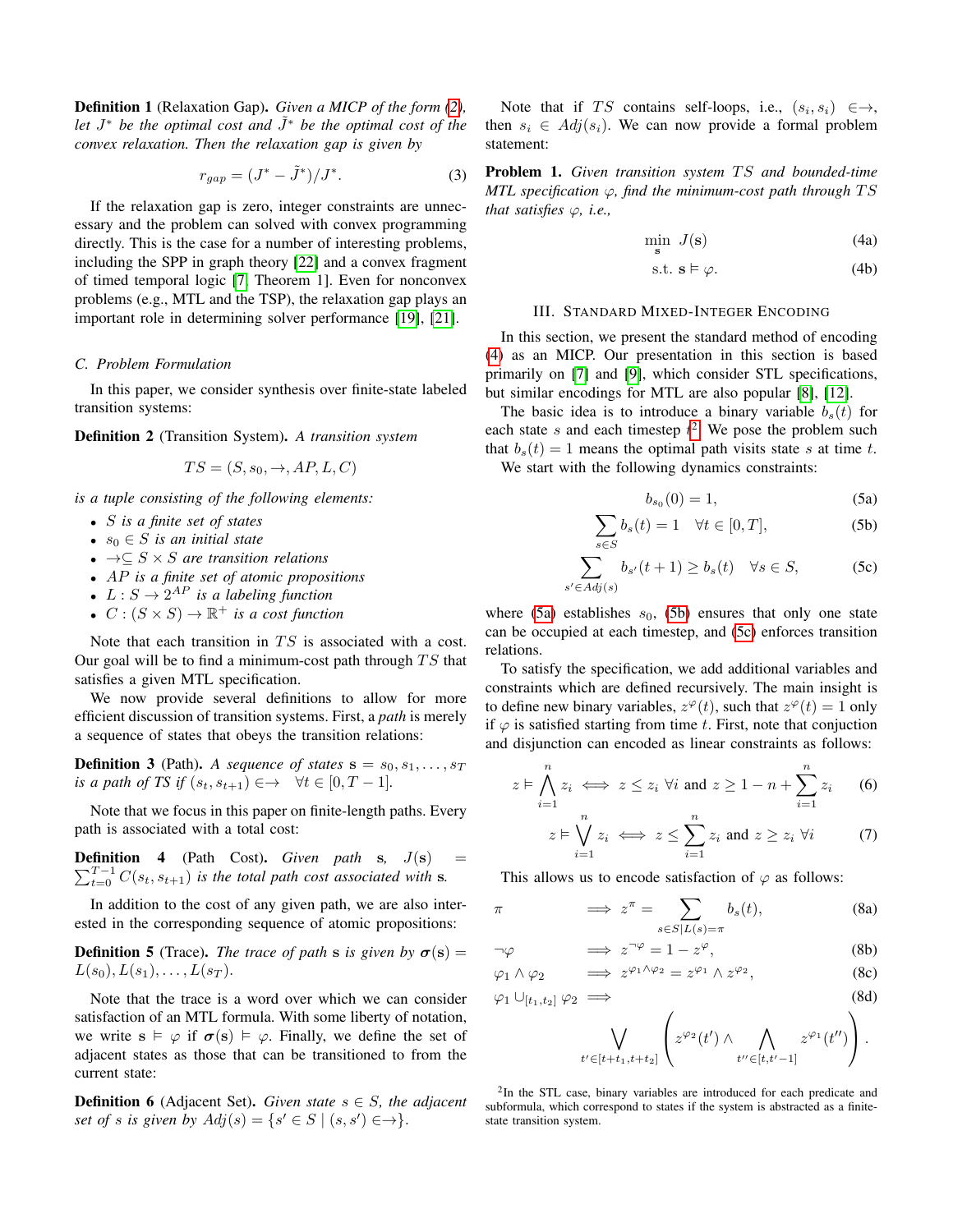**Definition 1** (Relaxation Gap). *Given a MICP of the form (2), let $J^*$ be the optimal cost and $\tilde{J}^*$ be the optimal cost of the convex relaxation. Then the relaxation gap is given by*

$$r_{gap} = (J^* - \tilde{J}^*)/J^*. \tag{3}$$

If the relaxation gap is zero, integer constraints are unnecessary and the problem can solved with convex programming directly. This is the case for a number of interesting problems, including the SPP in graph theory [22] and a convex fragment of timed temporal logic [7, Theorem 1]. Even for nonconvex problems (e.g., MTL and the TSP), the relaxation gap plays an important role in determining solver performance [19], [21].

### C. Problem Formulation

In this paper, we consider synthesis over finite-state labeled transition systems:

**Definition 2** (Transition System). *A transition system*

$$TS = (S, s_0, \rightarrow, AP, L, C)$$

*is a tuple consisting of the following elements:*

- *$S$ is a finite set of states*
- *$s_0 \in S$ is an initial state*
- *$\rightarrow \subseteq S \times S$ are transition relations*
- *$AP$ is a finite set of atomic propositions*
- *$L : S \rightarrow 2^{AP}$ is a labeling function*
- *$C : (S \times S) \rightarrow \mathbb{R}^+$ is a cost function*

Note that each transition in $TS$ is associated with a cost. Our goal will be to find a minimum-cost path through $TS$ that satisfies a given MTL specification.

We now provide several definitions to allow for more efficient discussion of transition systems. First, a *path* is merely a sequence of states that obeys the transition relations:

**Definition 3** (Path). *A sequence of states $\mathbf{s} = s_0, s_1, \dots, s_T$ is a path of TS if $(s_t, s_{t+1}) \in \rightarrow \quad \forall t \in [0, T-1]$.*

Note that we focus in this paper on finite-length paths. Every path is associated with a total cost:

**Definition 4** (Path Cost). *Given path $\mathbf{s}$, $J(\mathbf{s}) = \sum_{t=0}^{T-1} C(s_t, s_{t+1})$ is the total path cost associated with $\mathbf{s}$.*

In addition to the cost of any given path, we are also interested in the corresponding sequence of atomic propositions:

**Definition 5** (Trace). *The trace of path $\mathbf{s}$ is given by $\boldsymbol{\sigma}(\mathbf{s}) = L(s_0), L(s_1), \dots, L(s_T)$.*

Note that the trace is a word over which we can consider satisfaction of an MTL formula. With some liberty of notation, we write $\mathbf{s} \vDash \varphi$ if $\boldsymbol{\sigma}(\mathbf{s}) \vDash \varphi$. Finally, we define the set of adjacent states as those that can be transitioned to from the current state:

**Definition 6** (Adjacent Set). *Given state $s \in S$, the adjacent set of $s$ is given by $Adj(s) = \{s' \in S \mid (s, s') \in \rightarrow\}$.*

Note that if $TS$ contains self-loops, i.e., $(s_i, s_i) \in \rightarrow$, then $s_i \in Adj(s_i)$. We can now provide a formal problem statement:

**Problem 1.** *Given transition system $TS$ and bounded-time MTL specification $\varphi$, find the minimum-cost path through $TS$ that satisfies $\varphi$, i.e.,*

$$\min_{\mathbf{s}} \; J(\mathbf{s}) \tag{4a}$$

$$\text{s.t. } \mathbf{s} \vDash \varphi. \tag{4b}$$

## III. Standard Mixed-Integer Encoding

In this section, we present the standard method of encoding (4) as an MICP. Our presentation in this section is based primarily on [7] and [9], which consider STL specifications, but similar encodings for MTL are also popular [8], [12].

The basic idea is to introduce a binary variable $b_s(t)$ for each state $s$ and each timestep $t$[2]. We pose the problem such that $b_s(t) = 1$ means the optimal path visits state $s$ at time $t$.

We start with the following dynamics constraints:

$$b_{s_0}(0) = 1, \tag{5a}$$

$$\sum_{s \in S} b_s(t) = 1 \quad \forall t \in [0, T], \tag{5b}$$

$$\sum_{s' \in Adj(s)} b_{s'}(t+1) \geq b_s(t) \quad \forall s \in S, \tag{5c}$$

where (5a) establishes $s_0$, (5b) ensures that only one state can be occupied at each timestep, and (5c) enforces transition relations.

To satisfy the specification, we add additional variables and constraints which are defined recursively. The main insight is to define new binary variables, $z^{\varphi}(t)$, such that $z^{\varphi}(t) = 1$ only if $\varphi$ is satisfied starting from time $t$. First, note that conjuction and disjunction can encoded as linear constraints as follows:

$$z \vDash \bigwedge_{i=1}^{n} z_i \iff z \leq z_i \; \forall i \text{ and } z \geq 1 - n + \sum_{i=1}^{n} z_i \tag{6}$$

$$z \vDash \bigvee_{i=1}^{n} z_i \iff z \leq \sum_{i=1}^{n} z_i \text{ and } z \geq z_i \; \forall i \tag{7}$$

This allows us to encode satisfaction of $\varphi$ as follows:

$$\pi \implies z^{\pi} = \sum_{s \in S | L(s) = \pi} b_s(t), \tag{8a}$$

$$\neg\varphi \implies z^{\neg\varphi} = 1 - z^{\varphi}, \tag{8b}$$

$$\varphi_1 \wedge \varphi_2 \implies z^{\varphi_1 \wedge \varphi_2} = z^{\varphi_1} \wedge z^{\varphi_2}, \tag{8c}$$

$$\varphi_1 \cup_{[t_1, t_2]} \varphi_2 \implies \tag{8d}$$

$$\bigvee_{t' \in [t+t_1, t+t_2]} \left( z^{\varphi_2}(t') \wedge \bigwedge_{t'' \in [t, t'-1]} z^{\varphi_1}(t'') \right).$$

[2] In the STL case, binary variables are introduced for each predicate and subformula, which correspond to states if the system is abstracted as a finite-state transition system.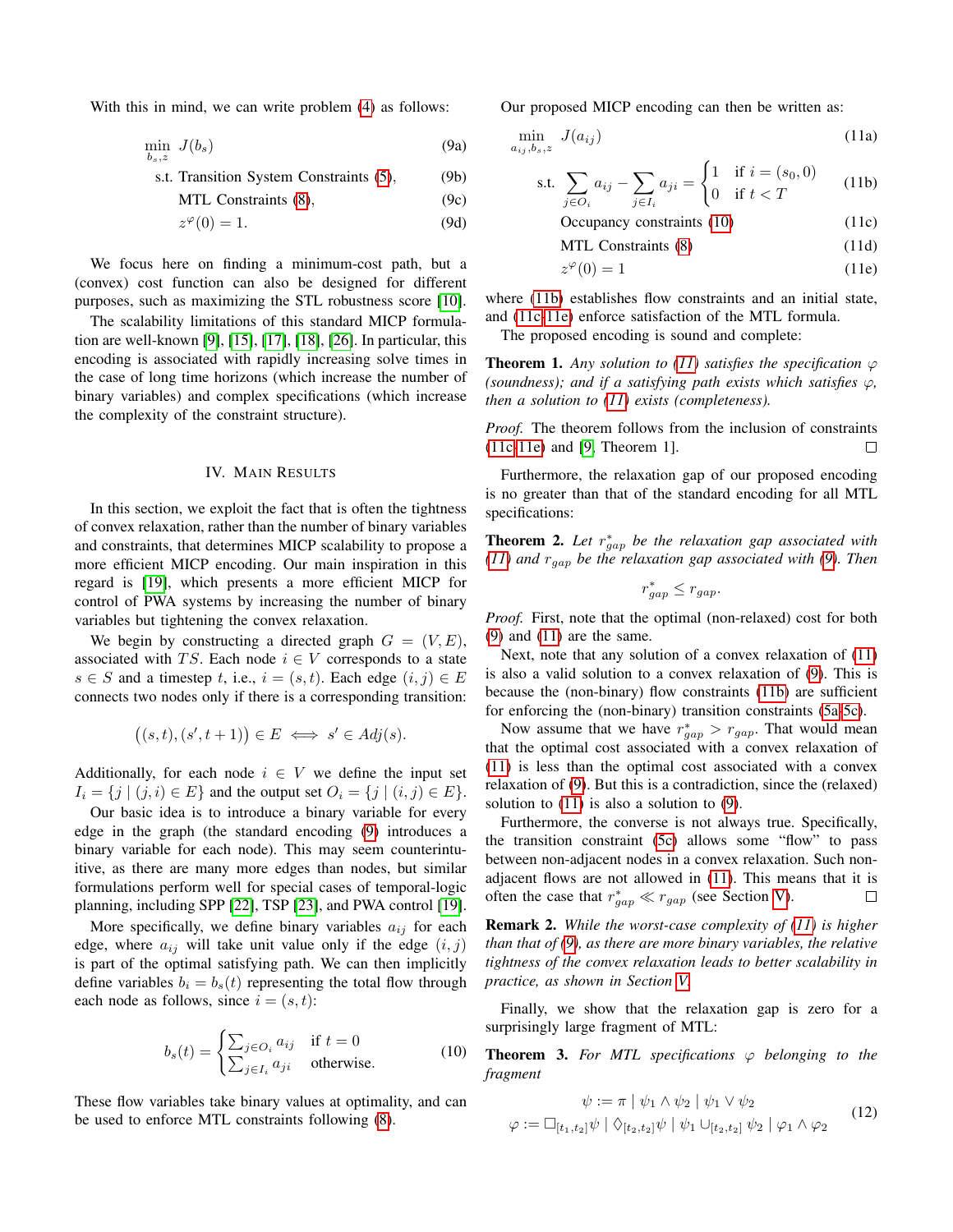With this in mind, we can write problem (4) as follows:

$$\min_{b_s, z} \; J(b_s) \tag{9a}$$
$$\text{s.t. Transition System Constraints (5),} \tag{9b}$$
$$\text{MTL Constraints (8),} \tag{9c}$$
$$z^{\varphi}(0) = 1. \tag{9d}$$

We focus here on finding a minimum-cost path, but a (convex) cost function can also be designed for different purposes, such as maximizing the STL robustness score [10].

The scalability limitations of this standard MICP formulation are well-known [9], [15], [17], [18], [26]. In particular, this encoding is associated with rapidly increasing solve times in the case of long time horizons (which increase the number of binary variables) and complex specifications (which increase the complexity of the constraint structure).

## IV. Main Results

In this section, we exploit the fact that is often the tightness of convex relaxation, rather than the number of binary variables and constraints, that determines MICP scalability to propose a more efficient MICP encoding. Our main inspiration in this regard is [19], which presents a more efficient MICP for control of PWA systems by increasing the number of binary variables but tightening the convex relaxation.

We begin by constructing a directed graph $G = (V, E)$, associated with $TS$. Each node $i \in V$ corresponds to a state $s \in S$ and a timestep $t$, i.e., $i = (s, t)$. Each edge $(i, j) \in E$ connects two nodes only if there is a corresponding transition:

$$\big((s,t),(s',t+1)\big) \in E \iff s' \in Adj(s).$$

Additionally, for each node $i \in V$ we define the input set $I_i = \{j \mid (j,i) \in E\}$ and the output set $O_i = \{j \mid (i,j) \in E\}$.

Our basic idea is to introduce a binary variable for every edge in the graph (the standard encoding (9) introduces a binary variable for each node). This may seem counterintuitive, as there are many more edges than nodes, but similar formulations perform well for special cases of temporal-logic planning, including SPP [22], TSP [23], and PWA control [19].

More specifically, we define binary variables $a_{ij}$ for each edge, where $a_{ij}$ will take unit value only if the edge $(i,j)$ is part of the optimal satisfying path. We can then implicitly define variables $b_i = b_s(t)$ representing the total flow through each node as follows, since $i = (s,t)$:

$$b_s(t) = \begin{cases} \sum_{j \in O_i} a_{ij} & \text{if } t = 0 \\ \sum_{j \in I_i} a_{ji} & \text{otherwise.} \end{cases} \tag{10}$$

These flow variables take binary values at optimality, and can be used to enforce MTL constraints following (8).

Our proposed MICP encoding can then be written as:

$$\min_{a_{ij}, b_s, z} \; J(a_{ij}) \tag{11a}$$
$$\text{s.t. } \sum_{j \in O_i} a_{ij} - \sum_{j \in I_i} a_{ji} = \begin{cases} 1 & \text{if } i = (s_0, 0) \\ 0 & \text{if } t < T \end{cases} \tag{11b}$$
$$\text{Occupancy constraints (10)} \tag{11c}$$
$$\text{MTL Constraints (8)} \tag{11d}$$
$$z^{\varphi}(0) = 1 \tag{11e}$$

where (11b) establishes flow constraints and an initial state, and (11c-11e) enforce satisfaction of the MTL formula.

The proposed encoding is sound and complete:

**Theorem 1.** *Any solution to (11) satisfies the specification $\varphi$ (soundness); and if a satisfying path exists which satisfies $\varphi$, then a solution to (11) exists (completeness).*

*Proof.* The theorem follows from the inclusion of constraints (11c-11e) and [9, Theorem 1]. □

Furthermore, the relaxation gap of our proposed encoding is no greater than that of the standard encoding for all MTL specifications:

**Theorem 2.** *Let $r^*_{gap}$ be the relaxation gap associated with (11) and $r_{gap}$ be the relaxation gap associated with (9). Then*

$$r^*_{gap} \leq r_{gap}.$$

*Proof.* First, note that the optimal (non-relaxed) cost for both (9) and (11) are the same.

Next, note that any solution of a convex relaxation of (11) is also a valid solution to a convex relaxation of (9). This is because the (non-binary) flow constraints (11b) are sufficient for enforcing the (non-binary) transition constraints (5a-5c).

Now assume that we have $r^*_{gap} > r_{gap}$. That would mean that the optimal cost associated with a convex relaxation of (11) is less than the optimal cost associated with a convex relaxation of (9). But this is a contradiction, since the (relaxed) solution to (11) is also a solution to (9).

Furthermore, the converse is not always true. Specifically, the transition constraint (5c) allows some "flow" to pass between non-adjacent nodes in a convex relaxation. Such non-adjacent flows are not allowed in (11). This means that it is often the case that $r^*_{gap} \ll r_{gap}$ (see Section V). □

**Remark 2.** *While the worst-case complexity of (11) is higher than that of (9), as there are more binary variables, the relative tightness of the convex relaxation leads to better scalability in practice, as shown in Section V.*

Finally, we show that the relaxation gap is zero for a surprisingly large fragment of MTL:

**Theorem 3.** *For MTL specifications $\varphi$ belonging to the fragment*

$$\begin{gathered} \psi := \pi \mid \psi_1 \wedge \psi_2 \mid \psi_1 \vee \psi_2 \\ \varphi := \square_{[t_1,t_2]}\psi \mid \lozenge_{[t_2,t_2]}\psi \mid \psi_1 \cup_{[t_2,t_2]} \psi_2 \mid \varphi_1 \wedge \varphi_2 \end{gathered} \tag{12}$$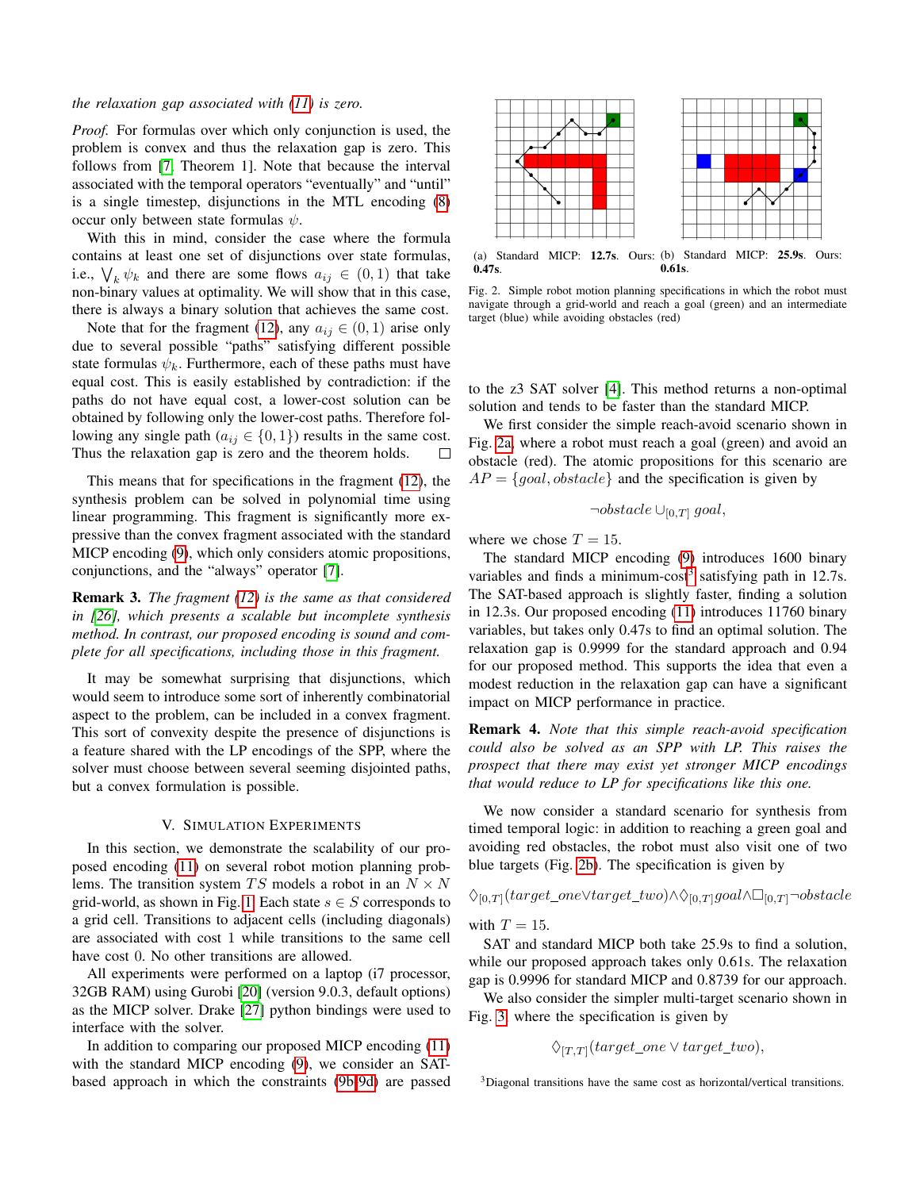*the relaxation gap associated with (11) is zero.*

*Proof.* For formulas over which only conjunction is used, the problem is convex and thus the relaxation gap is zero. This follows from [7, Theorem 1]. Note that because the interval associated with the temporal operators "eventually" and "until" is a single timestep, disjunctions in the MTL encoding (8) occur only between state formulas $\psi$.

With this in mind, consider the case where the formula contains at least one set of disjunctions over state formulas, i.e., $\bigvee_k \psi_k$ and there are some flows $a_{ij} \in (0,1)$ that take non-binary values at optimality. We will show that in this case, there is always a binary solution that achieves the same cost.

Note that for the fragment (12), any $a_{ij} \in (0,1)$ arise only due to several possible "paths" satisfying different possible state formulas $\psi_k$. Furthermore, each of these paths must have equal cost. This is easily established by contradiction: if the paths do not have equal cost, a lower-cost solution can be obtained by following only the lower-cost paths. Therefore following any single path ($a_{ij} \in \{0,1\}$) results in the same cost. Thus the relaxation gap is zero and the theorem holds. □

This means that for specifications in the fragment (12), the synthesis problem can be solved in polynomial time using linear programming. This fragment is significantly more expressive than the convex fragment associated with the standard MICP encoding (9), which only considers atomic propositions, conjunctions, and the "always" operator [7].

**Remark 3.** *The fragment (12) is the same as that considered in [26], which presents a scalable but incomplete synthesis method. In contrast, our proposed encoding is sound and complete for all specifications, including those in this fragment.*

It may be somewhat surprising that disjunctions, which would seem to introduce some sort of inherently combinatorial aspect to the problem, can be included in a convex fragment. This sort of convexity despite the presence of disjunctions is a feature shared with the LP encodings of the SPP, where the solver must choose between several seeming disjointed paths, but a convex formulation is possible.

## V. Simulation Experiments

In this section, we demonstrate the scalability of our proposed encoding (11) on several robot motion planning problems. The transition system $TS$ models a robot in an $N \times N$ grid-world, as shown in Fig. 1. Each state $s \in S$ corresponds to a grid cell. Transitions to adjacent cells (including diagonals) are associated with cost 1 while transitions to the same cell have cost 0. No other transitions are allowed.

All experiments were performed on a laptop (i7 processor, 32GB RAM) using Gurobi [20] (version 9.0.3, default options) as the MICP solver. Drake [27] python bindings were used to interface with the solver.

In addition to comparing our proposed MICP encoding (11) with the standard MICP encoding (9), we consider an SAT-based approach in which the constraints (9b-9d) are passed to the z3 SAT solver [4]. This method returns a non-optimal solution and tends to be faster than the standard MICP.

(a) Standard MICP: **12.7s**. Ours: **0.47s**.

(b) Standard MICP: **25.9s**. Ours: **0.61s**.

Fig. 2. Simple robot motion planning specifications in which the robot must navigate through a grid-world and reach a goal (green) and an intermediate target (blue) while avoiding obstacles (red)

We first consider the simple reach-avoid scenario shown in Fig. 2a, where a robot must reach a goal (green) and avoid an obstacle (red). The atomic propositions for this scenario are $AP = \{goal, obstacle\}$ and the specification is given by

$$\neg obstacle \cup_{[0,T]} goal,$$

where we chose $T = 15$.

The standard MICP encoding (9) introduces 1600 binary variables and finds a minimum-cost[3] satisfying path in 12.7s. The SAT-based approach is slightly faster, finding a solution in 12.3s. Our proposed encoding (11) introduces 11760 binary variables, but takes only 0.47s to find an optimal solution. The relaxation gap is 0.9999 for the standard approach and 0.94 for our proposed method. This supports the idea that even a modest reduction in the relaxation gap can have a significant impact on MICP performance in practice.

**Remark 4.** *Note that this simple reach-avoid specification could also be solved as an SPP with LP. This raises the prospect that there may exist yet stronger MICP encodings that would reduce to LP for specifications like this one.*

We now consider a standard scenario for synthesis from timed temporal logic: in addition to reaching a green goal and avoiding red obstacles, the robot must also visit one of two blue targets (Fig. 2b). The specification is given by

$$\Diamond_{[0,T]}(target\_one \vee target\_two) \wedge \Diamond_{[0,T]} goal \wedge \Box_{[0,T]} \neg obstacle$$

with $T = 15$.

SAT and standard MICP both take 25.9s to find a solution, while our proposed approach takes only 0.61s. The relaxation gap is 0.9996 for standard MICP and 0.8739 for our approach.

We also consider the simpler multi-target scenario shown in Fig. 3, where the specification is given by

$$\Diamond_{[T,T]}(target\_one \vee target\_two),$$

[3] Diagonal transitions have the same cost as horizontal/vertical transitions.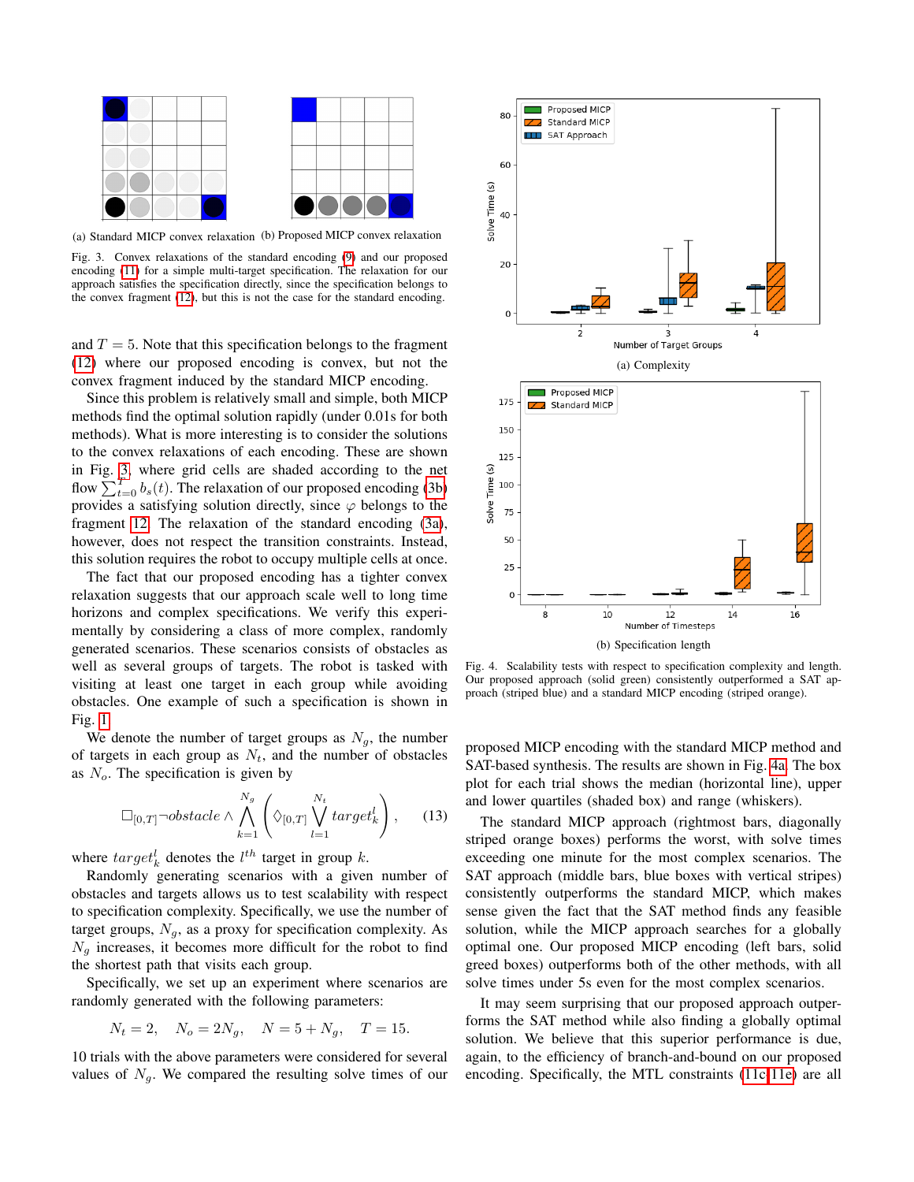(a) Standard MICP convex relaxation (b) Proposed MICP convex relaxation

Fig. 3. Convex relaxations of the standard encoding (9) and our proposed encoding (11) for a simple multi-target specification. The relaxation for our approach satisfies the specification directly, since the specification belongs to the convex fragment (12), but this is not the case for the standard encoding.

and $T = 5$. Note that this specification belongs to the fragment (12) where our proposed encoding is convex, but not the convex fragment induced by the standard MICP encoding.

Since this problem is relatively small and simple, both MICP methods find the optimal solution rapidly (under 0.01s for both methods). What is more interesting is to consider the solutions to the convex relaxations of each encoding. These are shown in Fig. 3, where grid cells are shaded according to the net flow $\sum_{t=0}^{T} b_s(t)$. The relaxation of our proposed encoding (3b) provides a satisfying solution directly, since $\varphi$ belongs to the fragment 12. The relaxation of the standard encoding (3a), however, does not respect the transition constraints. Instead, this solution requires the robot to occupy multiple cells at once.

The fact that our proposed encoding has a tighter convex relaxation suggests that our approach scale well to long time horizons and complex specifications. We verify this experimentally by considering a class of more complex, randomly generated scenarios. These scenarios consists of obstacles as well as several groups of targets. The robot is tasked with visiting at least one target in each group while avoiding obstacles. One example of such a specification is shown in Fig. 1.

We denote the number of target groups as $N_g$, the number of targets in each group as $N_t$, and the number of obstacles as $N_o$. The specification is given by

$$\square_{[0,T]} \neg obstacle \wedge \bigwedge_{k=1}^{N_g} \left( \lozenge_{[0,T]} \bigvee_{l=1}^{N_t} target_k^l \right), \quad (13)$$

where $target_k^l$ denotes the $l^{th}$ target in group $k$.

Randomly generating scenarios with a given number of obstacles and targets allows us to test scalability with respect to specification complexity. Specifically, we use the number of target groups, $N_g$, as a proxy for specification complexity. As $N_g$ increases, it becomes more difficult for the robot to find the shortest path that visits each group.

Specifically, we set up an experiment where scenarios are randomly generated with the following parameters:

$$N_t = 2, \quad N_o = 2N_g, \quad N = 5 + N_g, \quad T = 15.$$

10 trials with the above parameters were considered for several values of $N_g$. We compared the resulting solve times of our proposed MICP encoding with the standard MICP method and SAT-based synthesis. The results are shown in Fig. 4a. The box plot for each trial shows the median (horizontal line), upper and lower quartiles (shaded box) and range (whiskers).

(a) Complexity

(b) Specification length

Fig. 4. Scalability tests with respect to specification complexity and length. Our proposed approach (solid green) consistently outperformed a SAT approach (striped blue) and a standard MICP encoding (striped orange).

The standard MICP approach (rightmost bars, diagonally striped orange boxes) performs the worst, with solve times exceeding one minute for the most complex scenarios. The SAT approach (middle bars, blue boxes with vertical stripes) consistently outperforms the standard MICP, which makes sense given the fact that the SAT method finds any feasible solution, while the MICP approach searches for a globally optimal one. Our proposed MICP encoding (left bars, solid greed boxes) outperforms both of the other methods, with all solve times under 5s even for the most complex scenarios.

It may seem surprising that our proposed approach outperforms the SAT method while also finding a globally optimal solution. We believe that this superior performance is due, again, to the efficiency of branch-and-bound on our proposed encoding. Specifically, the MTL constraints (11c–11e) are all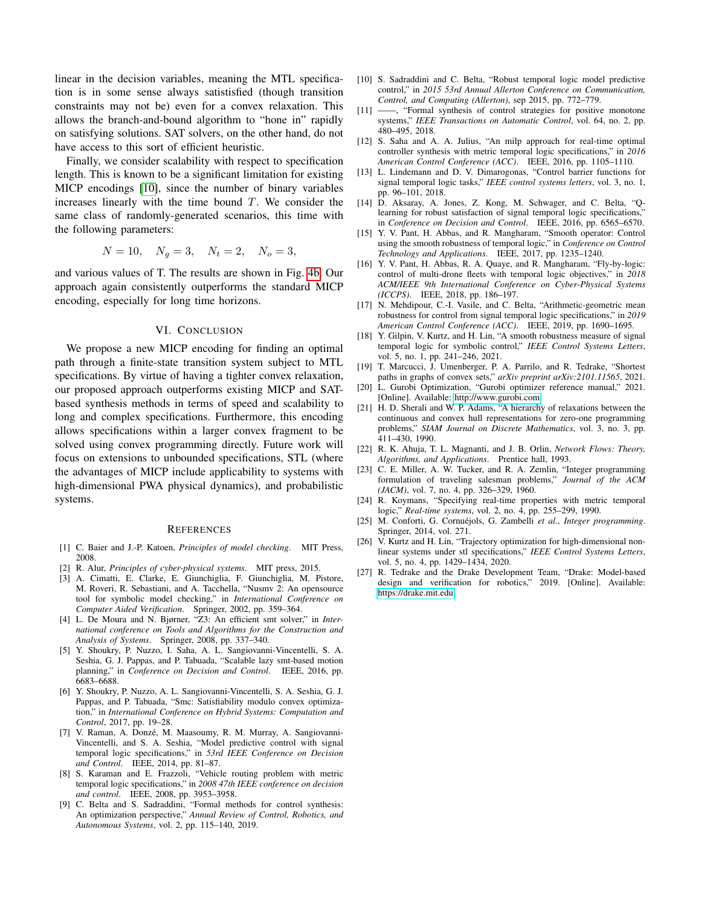linear in the decision variables, meaning the MTL specification is in some sense always satistisfied (though transition constraints may not be) even for a convex relaxation. This allows the branch-and-bound algorithm to "hone in" rapidly on satisfying solutions. SAT solvers, on the other hand, do not have access to this sort of efficient heuristic.

Finally, we consider scalability with respect to specification length. This is known to be a significant limitation for existing MICP encodings [10], since the number of binary variables increases linearly with the time bound $T$. We consider the same class of randomly-generated scenarios, this time with the following parameters:

$$N = 10, \quad N_g = 3, \quad N_t = 2, \quad N_o = 3,$$

and various values of T. The results are shown in Fig. 4b. Our approach again consistently outperforms the standard MICP encoding, especially for long time horizons.

## VI. Conclusion

We propose a new MICP encoding for finding an optimal path through a finite-state transition system subject to MTL specifications. By virtue of having a tighter convex relaxation, our proposed approach outperforms existing MICP and SAT-based synthesis methods in terms of speed and scalability to long and complex specifications. Furthermore, this encoding allows specifications within a larger convex fragment to be solved using convex programming directly. Future work will focus on extensions to unbounded specifications, STL (where the advantages of MICP include applicability to systems with high-dimensional PWA physical dynamics), and probabilistic systems.

## References

[1] C. Baier and J.-P. Katoen, *Principles of model checking*. MIT Press, 2008.

[2] R. Alur, *Principles of cyber-physical systems*. MIT press, 2015.

[3] A. Cimatti, E. Clarke, E. Giunchiglia, F. Giunchiglia, M. Pistore, M. Roveri, R. Sebastiani, and A. Tacchella, "Nusmv 2: An opensource tool for symbolic model checking," in *International Conference on Computer Aided Verification*. Springer, 2002, pp. 359–364.

[4] L. De Moura and N. Bjørner, "Z3: An efficient smt solver," in *International conference on Tools and Algorithms for the Construction and Analysis of Systems*. Springer, 2008, pp. 337–340.

[5] Y. Shoukry, P. Nuzzo, I. Saha, A. L. Sangiovanni-Vincentelli, S. A. Seshia, G. J. Pappas, and P. Tabuada, "Scalable lazy smt-based motion planning," in *Conference on Decision and Control*. IEEE, 2016, pp. 6683–6688.

[6] Y. Shoukry, P. Nuzzo, A. L. Sangiovanni-Vincentelli, S. A. Seshia, G. J. Pappas, and P. Tabuada, "Smc: Satisfiability modulo convex optimization," in *International Conference on Hybrid Systems: Computation and Control*, 2017, pp. 19–28.

[7] V. Raman, A. Donzé, M. Maasoumy, R. M. Murray, A. Sangiovanni-Vincentelli, and S. A. Seshia, "Model predictive control with signal temporal logic specifications," in *53rd IEEE Conference on Decision and Control*. IEEE, 2014, pp. 81–87.

[8] S. Karaman and E. Frazzoli, "Vehicle routing problem with metric temporal logic specifications," in *2008 47th IEEE conference on decision and control*. IEEE, 2008, pp. 3953–3958.

[9] C. Belta and S. Sadraddini, "Formal methods for control synthesis: An optimization perspective," *Annual Review of Control, Robotics, and Autonomous Systems*, vol. 2, pp. 115–140, 2019.

[10] S. Sadraddini and C. Belta, "Robust temporal logic model predictive control," in *2015 53rd Annual Allerton Conference on Communication, Control, and Computing (Allerton)*, sep 2015, pp. 772–779.

[11] ——, "Formal synthesis of control strategies for positive monotone systems," *IEEE Transactions on Automatic Control*, vol. 64, no. 2, pp. 480–495, 2018.

[12] S. Saha and A. A. Julius, "An milp approach for real-time optimal controller synthesis with metric temporal logic specifications," in *2016 American Control Conference (ACC)*. IEEE, 2016, pp. 1105–1110.

[13] L. Lindemann and D. V. Dimarogonas, "Control barrier functions for signal temporal logic tasks," *IEEE control systems letters*, vol. 3, no. 1, pp. 96–101, 2018.

[14] D. Aksaray, A. Jones, Z. Kong, M. Schwager, and C. Belta, "Q-learning for robust satisfaction of signal temporal logic specifications," in *Conference on Decision and Control*. IEEE, 2016, pp. 6565–6570.

[15] Y. V. Pant, H. Abbas, and R. Mangharam, "Smooth operator: Control using the smooth robustness of temporal logic," in *Conference on Control Technology and Applications*. IEEE, 2017, pp. 1235–1240.

[16] Y. V. Pant, H. Abbas, R. A. Quaye, and R. Mangharam, "Fly-by-logic: control of multi-drone fleets with temporal logic objectives," in *2018 ACM/IEEE 9th International Conference on Cyber-Physical Systems (ICCPS)*. IEEE, 2018, pp. 186–197.

[17] N. Mehdipour, C.-I. Vasile, and C. Belta, "Arithmetic-geometric mean robustness for control from signal temporal logic specifications," in *2019 American Control Conference (ACC)*. IEEE, 2019, pp. 1690–1695.

[18] Y. Gilpin, V. Kurtz, and H. Lin, "A smooth robustness measure of signal temporal logic for symbolic control," *IEEE Control Systems Letters*, vol. 5, no. 1, pp. 241–246, 2021.

[19] T. Marcucci, J. Umenberger, P. A. Parrilo, and R. Tedrake, "Shortest paths in graphs of convex sets," *arXiv preprint arXiv:2101.11565*, 2021.

[20] L. Gurobi Optimization, "Gurobi optimizer reference manual," 2021. [Online]. Available: http://www.gurobi.com

[21] H. D. Sherali and W. P. Adams, "A hierarchy of relaxations between the continuous and convex hull representations for zero-one programming problems," *SIAM Journal on Discrete Mathematics*, vol. 3, no. 3, pp. 411–430, 1990.

[22] R. K. Ahuja, T. L. Magnanti, and J. B. Orlin, *Network Flows: Theory, Algorithms, and Applications*. Prentice hall, 1993.

[23] C. E. Miller, A. W. Tucker, and R. A. Zemlin, "Integer programming formulation of traveling salesman problems," *Journal of the ACM (JACM)*, vol. 7, no. 4, pp. 326–329, 1960.

[24] R. Koymans, "Specifying real-time properties with metric temporal logic," *Real-time systems*, vol. 2, no. 4, pp. 255–299, 1990.

[25] M. Conforti, G. Cornuéjols, G. Zambelli *et al.*, *Integer programming*. Springer, 2014, vol. 271.

[26] V. Kurtz and H. Lin, "Trajectory optimization for high-dimensional nonlinear systems under stl specifications," *IEEE Control Systems Letters*, vol. 5, no. 4, pp. 1429–1434, 2020.

[27] R. Tedrake and the Drake Development Team, "Drake: Model-based design and verification for robotics," 2019. [Online]. Available: https://drake.mit.edu